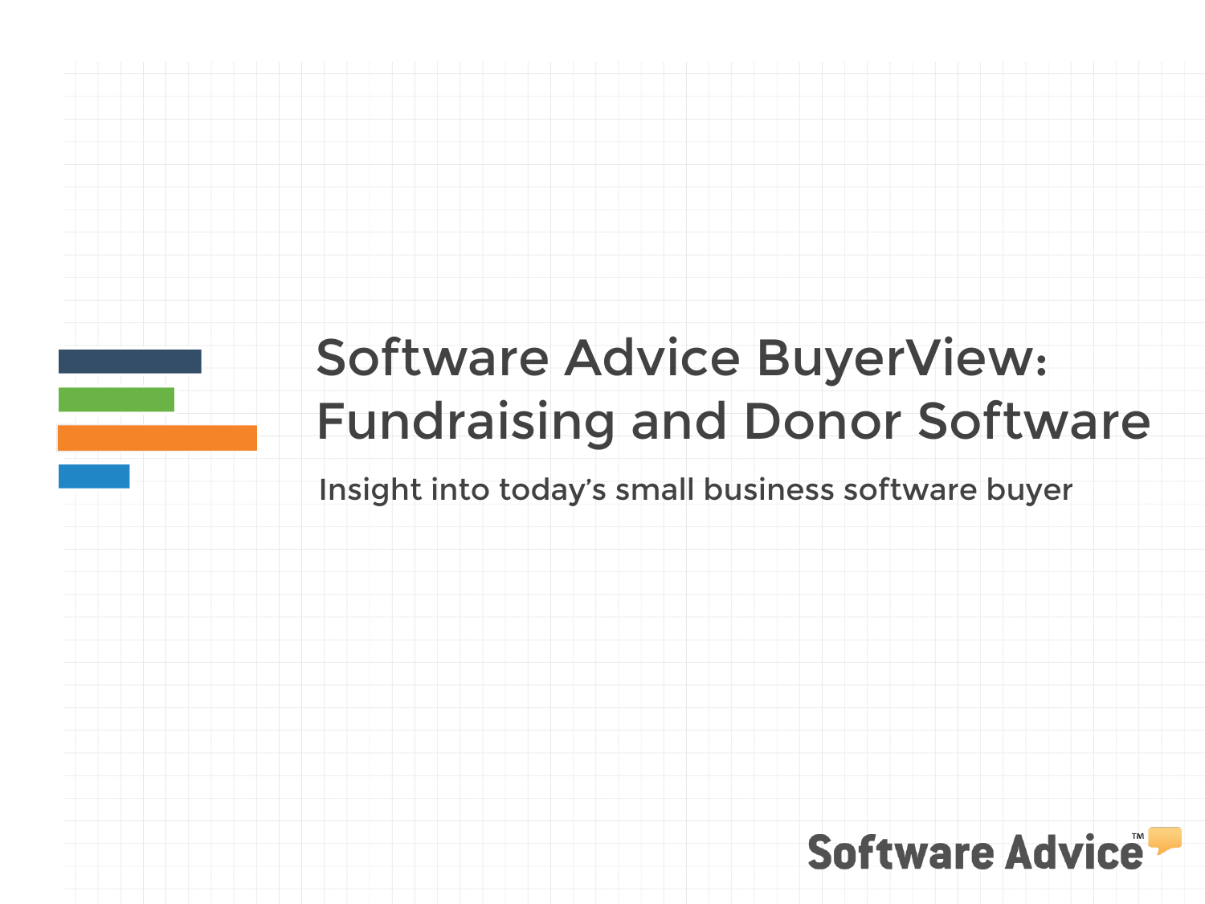# Software Advice BuyerView: Fundraising and Donor Software

Insight into today's small business software buyer

Software Advice™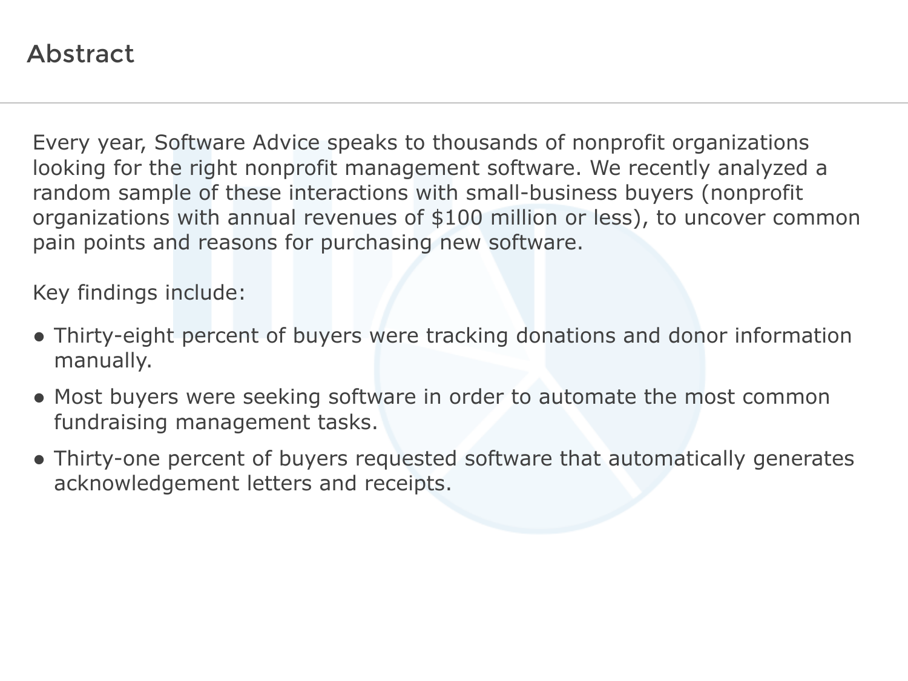## Abstract

Every year, Software Advice speaks to thousands of nonprofit organizations looking for the right nonprofit management software. We recently analyzed a random sample of these interactions with small-business buyers (nonprofit organizations with annual revenues of $100 million or less), to uncover common pain points and reasons for purchasing new software.

Key findings include:

- Thirty-eight percent of buyers were tracking donations and donor information manually.
- Most buyers were seeking software in order to automate the most common fundraising management tasks.
- Thirty-one percent of buyers requested software that automatically generates acknowledgement letters and receipts.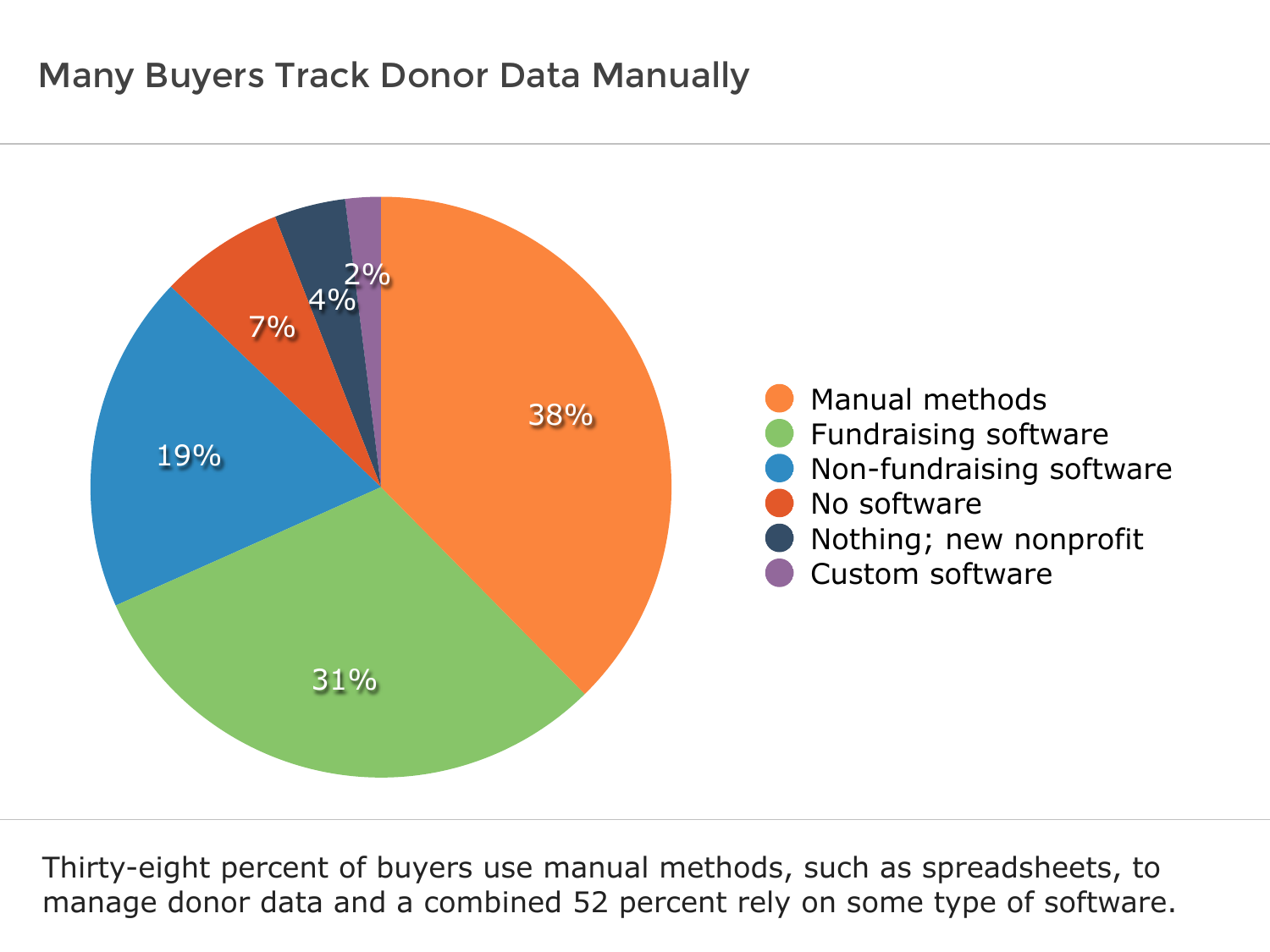## Many Buyers Track Donor Data Manually

| Category | Percentage |
|---|---|
| Manual methods | 38% |
| Fundraising software | 31% |
| Non-fundraising software | 19% |
| No software | 7% |
| Nothing; new nonprofit | 4% |
| Custom software | 2% |

Thirty-eight percent of buyers use manual methods, such as spreadsheets, to manage donor data and a combined 52 percent rely on some type of software.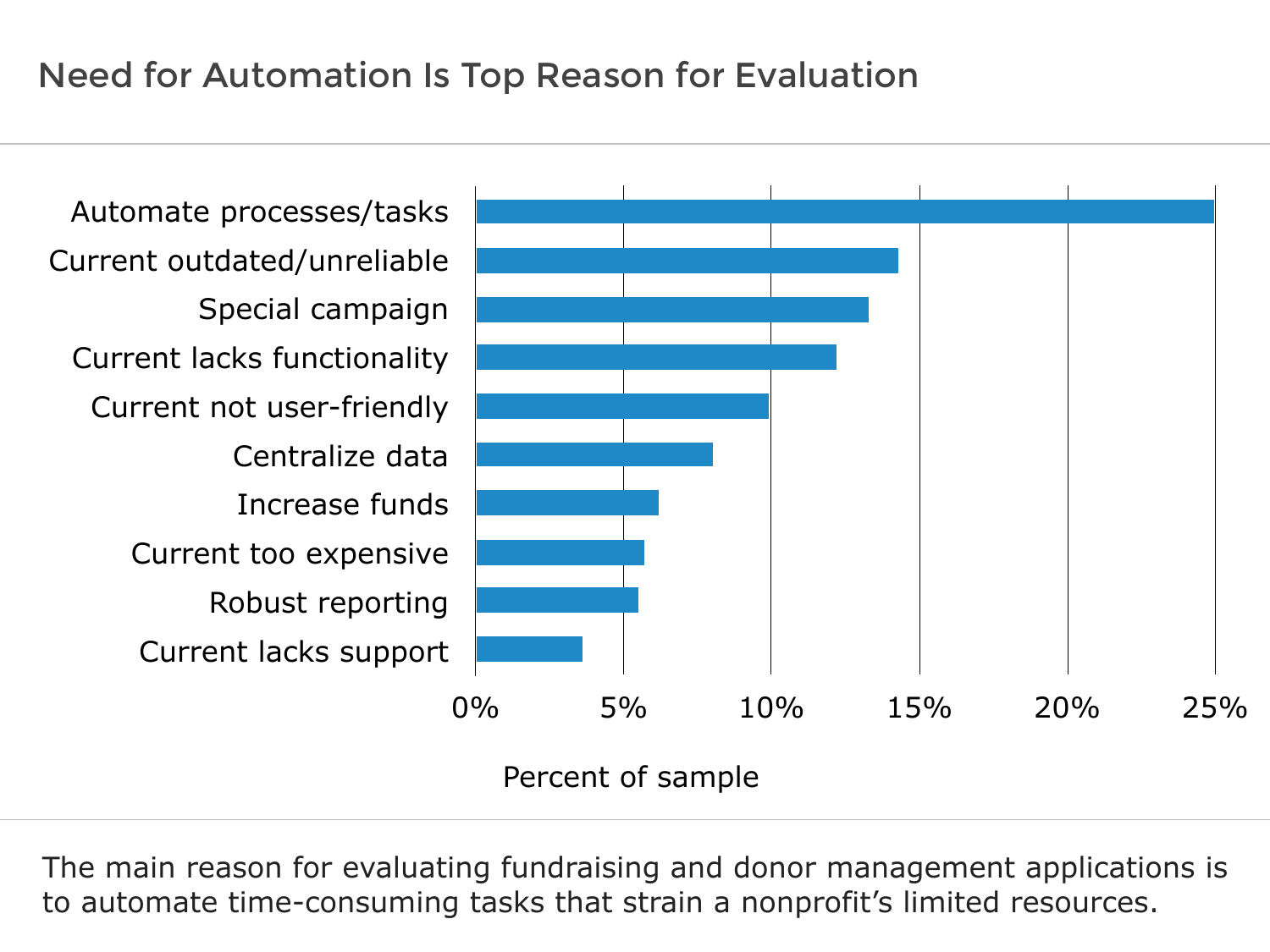## Need for Automation Is Top Reason for Evaluation

| Reason | Percent of sample |
|---|---|
| Automate processes/tasks | ~25% |
| Current outdated/unreliable | ~14% |
| Special campaign | ~13% |
| Current lacks functionality | ~12% |
| Current not user-friendly | ~10% |
| Centralize data | ~8% |
| Increase funds | ~6% |
| Current too expensive | ~6% |
| Robust reporting | ~5% |
| Current lacks support | ~4% |

The main reason for evaluating fundraising and donor management applications is to automate time-consuming tasks that strain a nonprofit's limited resources.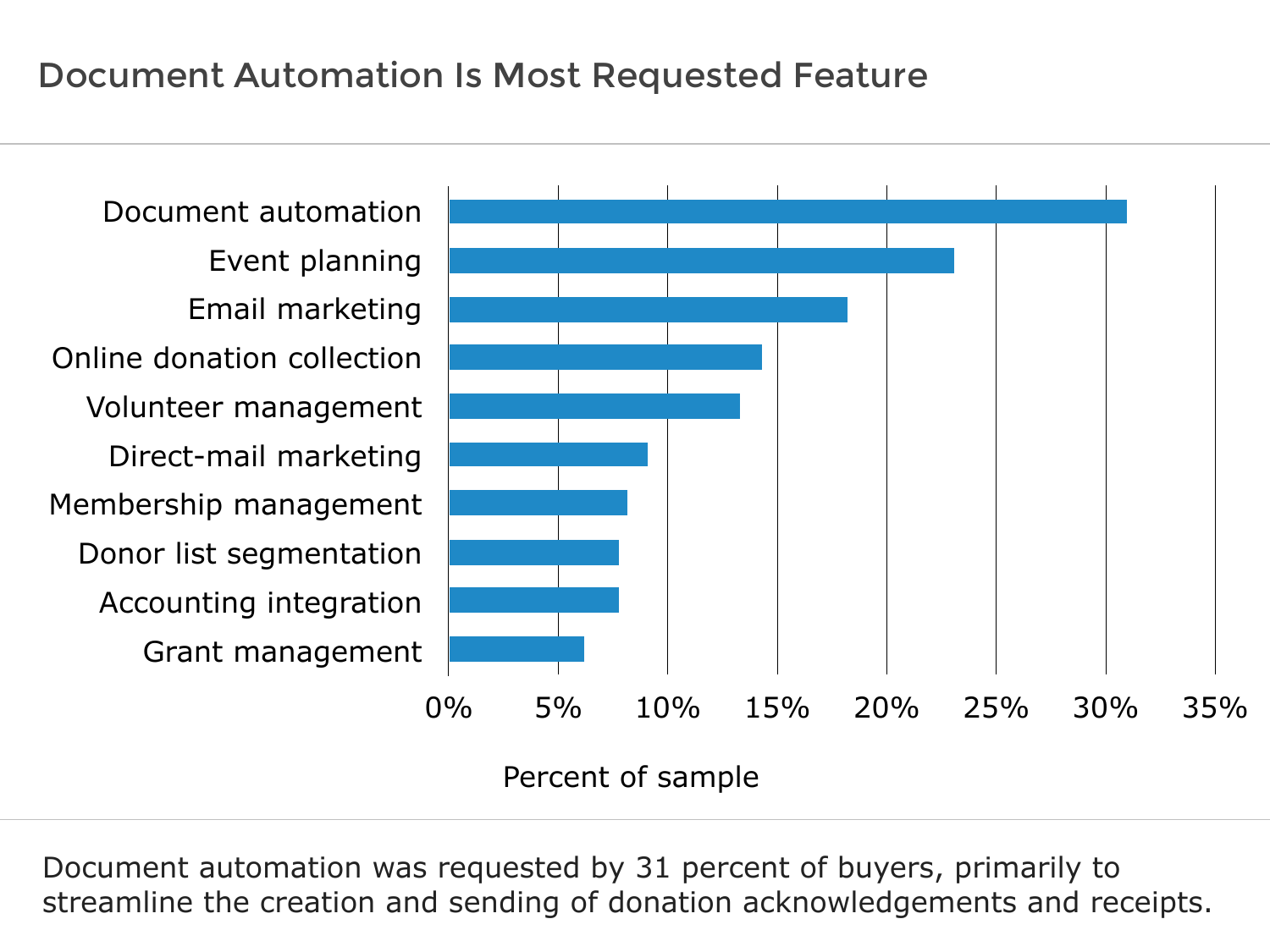## Document Automation Is Most Requested Feature

- Document automation
- Event planning
- Email marketing
- Online donation collection
- Volunteer management
- Direct-mail marketing
- Membership management
- Donor list segmentation
- Accounting integration
- Grant management

0% 5% 10% 15% 20% 25% 30% 35%

Percent of sample

Document automation was requested by 31 percent of buyers, primarily to streamline the creation and sending of donation acknowledgements and receipts.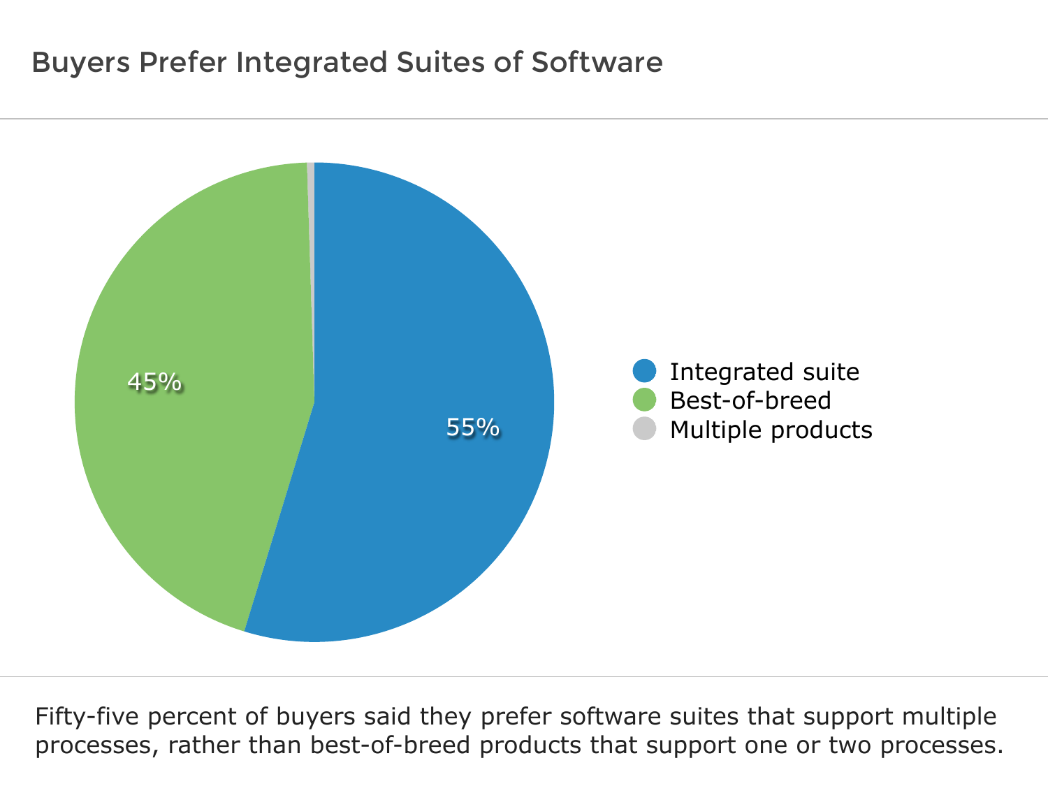## Buyers Prefer Integrated Suites of Software

| Preference | Percentage |
| --- | --- |
| Integrated suite | 55% |
| Best-of-breed | 45% |
| Multiple products | |

Fifty-five percent of buyers said they prefer software suites that support multiple processes, rather than best-of-breed products that support one or two processes.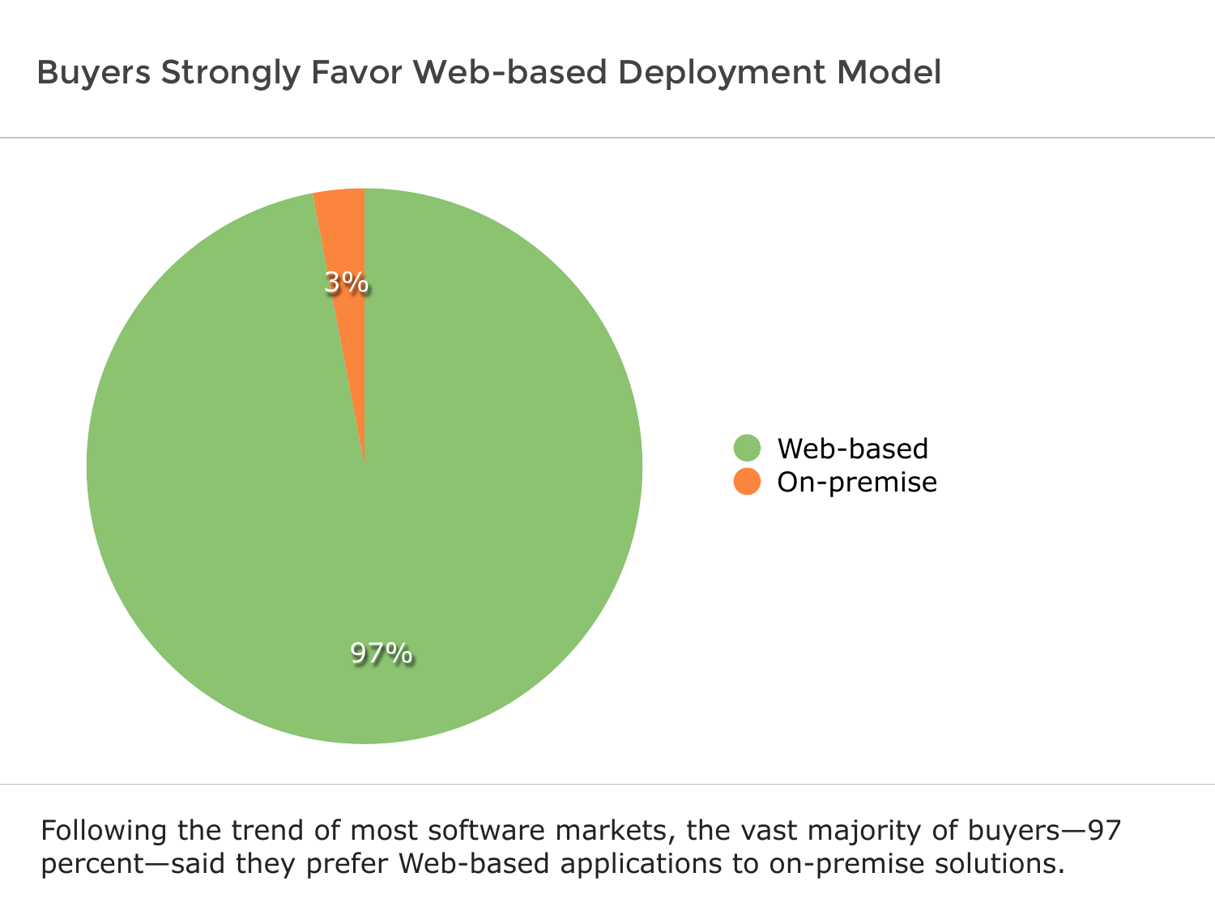## Buyers Strongly Favor Web-based Deployment Model

3%

97%

Web-based
On-premise

Following the trend of most software markets, the vast majority of buyers—97 percent—said they prefer Web-based applications to on-premise solutions.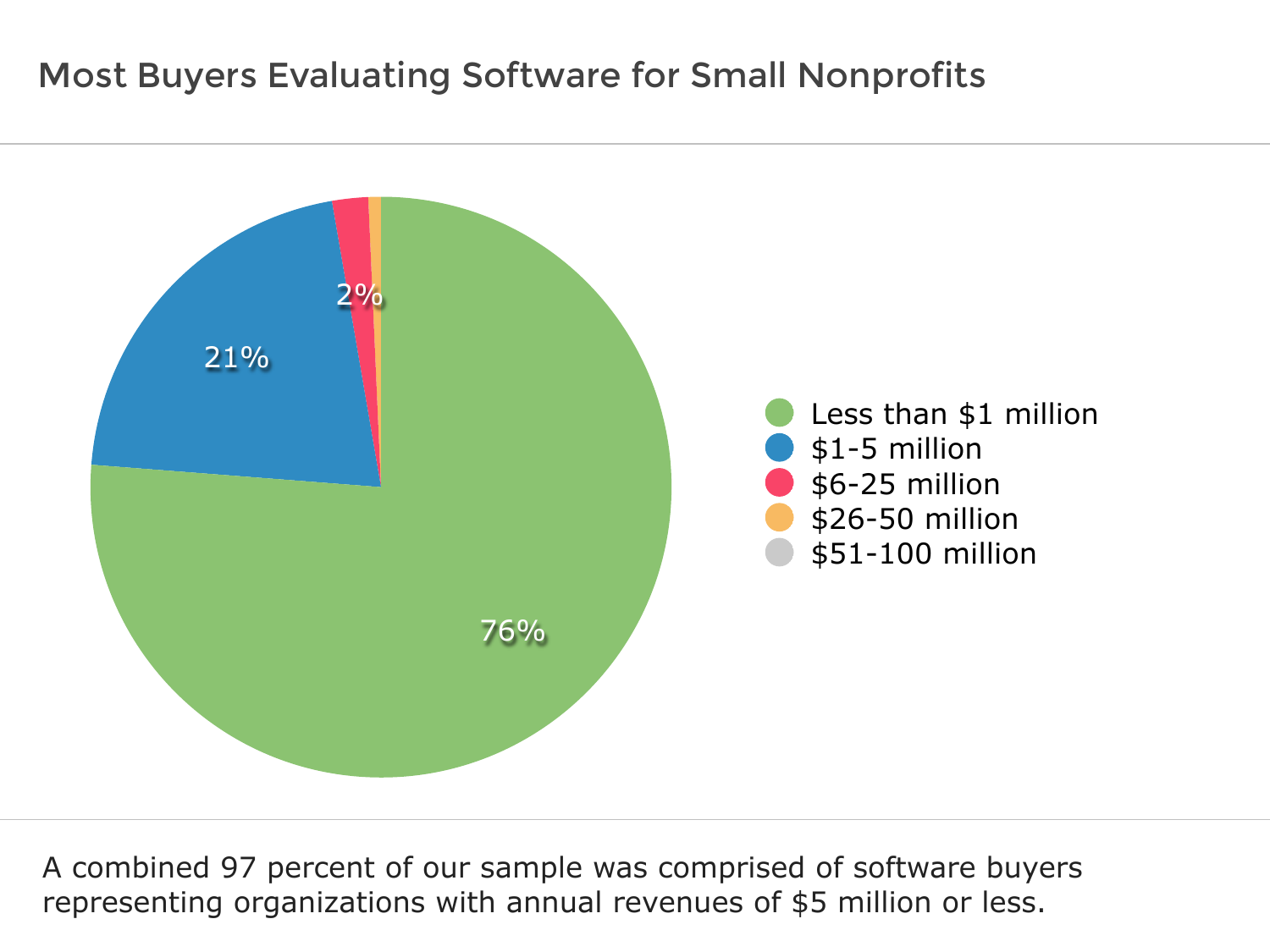## Most Buyers Evaluating Software for Small Nonprofits

| Annual revenue | Share |
| --- | --- |
| Less than $1 million | 76% |
| $1-5 million | 21% |
| $6-25 million | 2% |
| $26-50 million | |
| $51-100 million | |

A combined 97 percent of our sample was comprised of software buyers representing organizations with annual revenues of $5 million or less.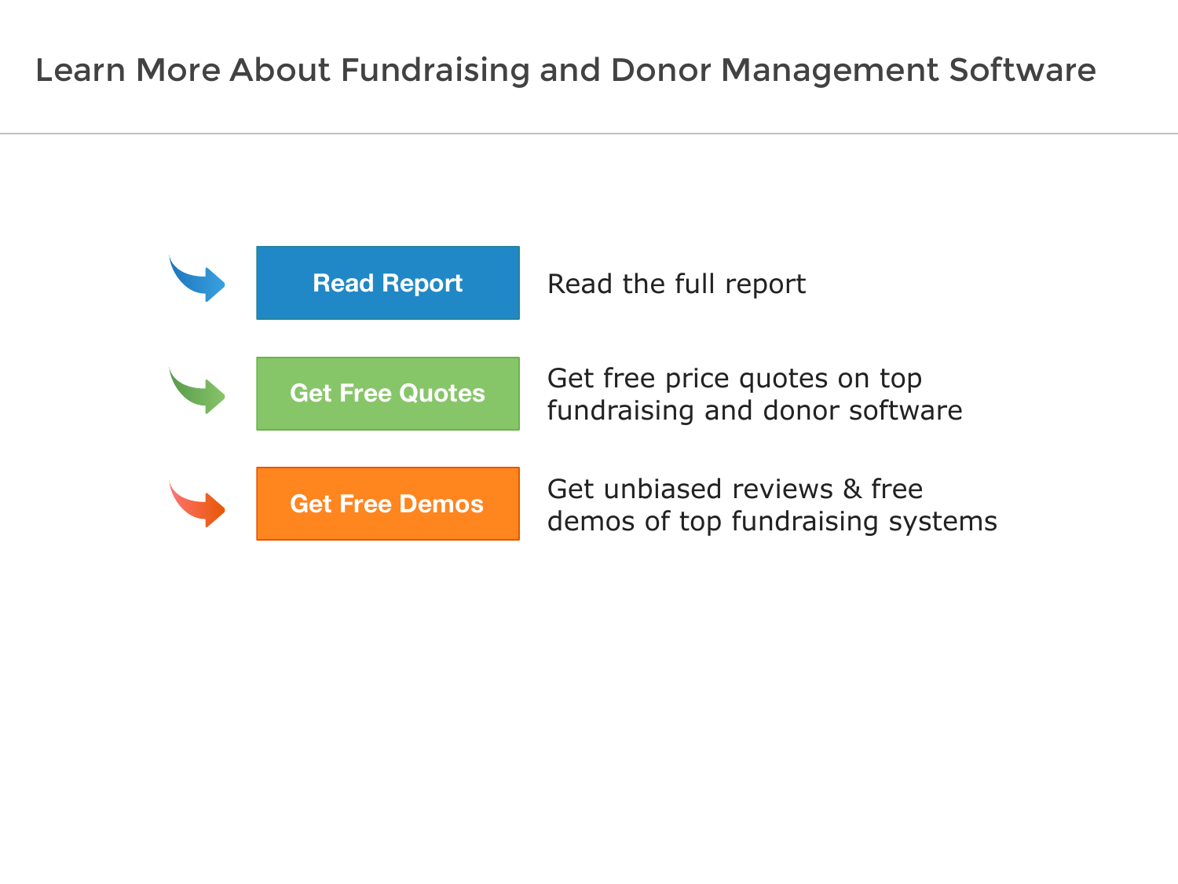# Learn More About Fundraising and Donor Management Software

**Read Report** — Read the full report

**Get Free Quotes** — Get free price quotes on top fundraising and donor software

**Get Free Demos** — Get unbiased reviews & free demos of top fundraising systems